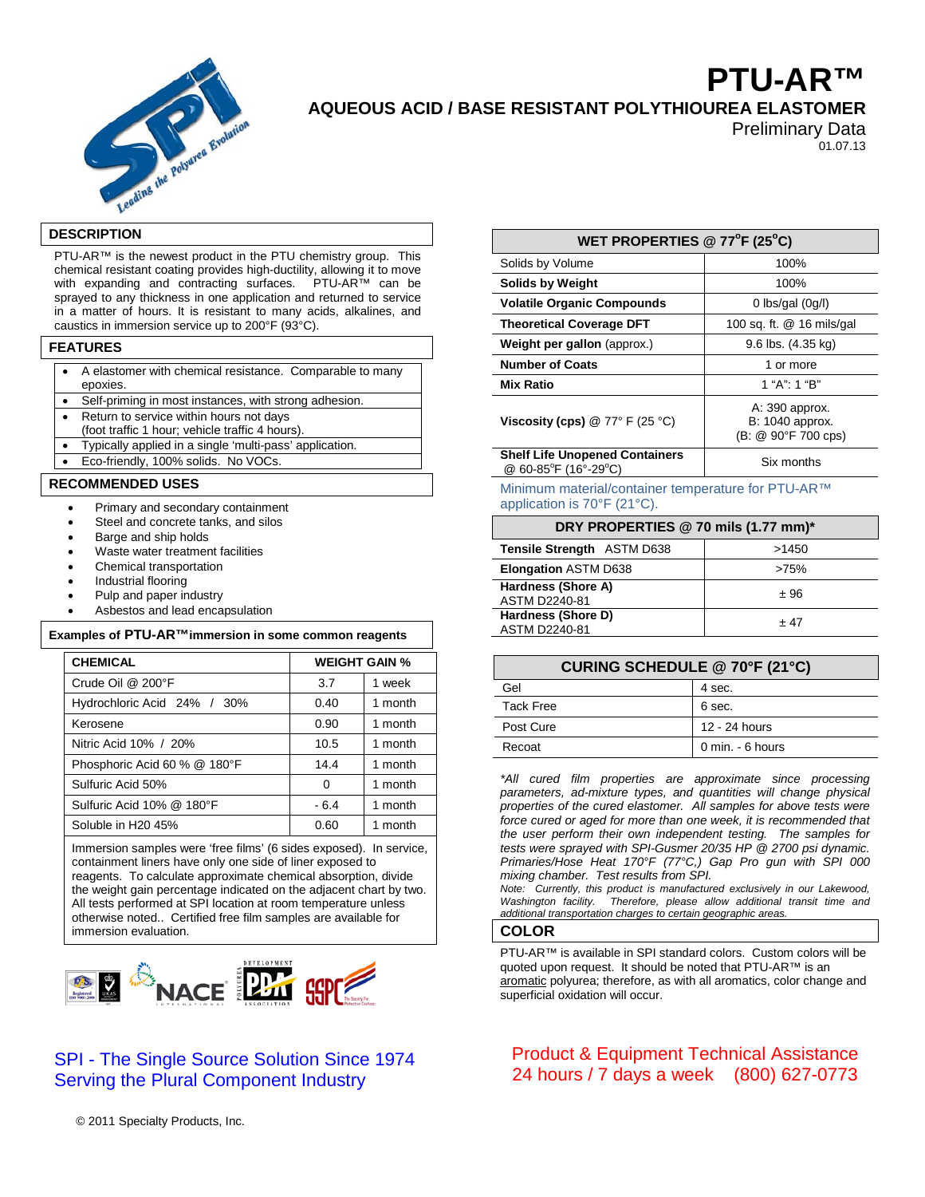# PTU-AR™

## AQUEOUS ACID / BASE RESISTANT POLYTHIOUREA ELASTOMER

Preliminary Data
01.07.13

## DESCRIPTION

PTU-AR™ is the newest product in the PTU chemistry group. This chemical resistant coating provides high-ductility, allowing it to move with expanding and contracting surfaces. PTU-AR™ can be sprayed to any thickness in one application and returned to service in a matter of hours. It is resistant to many acids, alkalines, and caustics in immersion service up to 200°F (93°C).

## FEATURES

- A elastomer with chemical resistance. Comparable to many epoxies.
- Self-priming in most instances, with strong adhesion.
- Return to service within hours not days (foot traffic 1 hour; vehicle traffic 4 hours).
- Typically applied in a single 'multi-pass' application.
- Eco-friendly, 100% solids. No VOCs.

## RECOMMENDED USES

- Primary and secondary containment
- Steel and concrete tanks, and silos
- Barge and ship holds
- Waste water treatment facilities
- Chemical transportation
- Industrial flooring
- Pulp and paper industry
- Asbestos and lead encapsulation

### Examples of PTU-AR™ immersion in some common reagents

| CHEMICAL | WEIGHT GAIN % | |
|---|---|---|
| Crude Oil @ 200°F | 3.7 | 1 week |
| Hydrochloric Acid 24% / 30% | 0.40 | 1 month |
| Kerosene | 0.90 | 1 month |
| Nitric Acid 10% / 20% | 10.5 | 1 month |
| Phosphoric Acid 60 % @ 180°F | 14.4 | 1 month |
| Sulfuric Acid 50% | 0 | 1 month |
| Sulfuric Acid 10% @ 180°F | - 6.4 | 1 month |
| Soluble in H20 45% | 0.60 | 1 month |

Immersion samples were 'free films' (6 sides exposed). In service, containment liners have only one side of liner exposed to reagents. To calculate approximate chemical absorption, divide the weight gain percentage indicated on the adjacent chart by two. All tests performed at SPI location at room temperature unless otherwise noted.. Certified free film samples are available for immersion evaluation.

| WET PROPERTIES @ 77°F (25°C) | |
|---|---|
| Solids by Volume | 100% |
| **Solids by Weight** | 100% |
| **Volatile Organic Compounds** | 0 lbs/gal (0g/l) |
| **Theoretical Coverage DFT** | 100 sq. ft. @ 16 mils/gal |
| **Weight per gallon** (approx.) | 9.6 lbs. (4.35 kg) |
| **Number of Coats** | 1 or more |
| **Mix Ratio** | 1 "A": 1 "B" |
| **Viscosity (cps)** @ 77° F (25 °C) | A: 390 approx. B: 1040 approx. (B: @ 90°F 700 cps) |
| **Shelf Life Unopened Containers** @ 60-85°F (16°-29°C) | Six months |

Minimum material/container temperature for PTU-AR™ application is 70°F (21°C).

| DRY PROPERTIES @ 70 mils (1.77 mm)* | |
|---|---|
| **Tensile Strength** ASTM D638 | >1450 |
| **Elongation** ASTM D638 | >75% |
| **Hardness (Shore A)** ASTM D2240-81 | ± 96 |
| **Hardness (Shore D)** ASTM D2240-81 | ± 47 |

| CURING SCHEDULE @ 70°F (21°C) | |
|---|---|
| Gel | 4 sec. |
| Tack Free | 6 sec. |
| Post Cure | 12 - 24 hours |
| Recoat | 0 min. - 6 hours |

*\*All cured film properties are approximate since processing parameters, ad-mixture types, and quantities will change physical properties of the cured elastomer. All samples for above tests were force cured or aged for more than one week, it is recommended that the user perform their own independent testing. The samples for tests were sprayed with SPI-Gusmer 20/35 HP @ 2700 psi dynamic. Primaries/Hose Heat 170°F (77°C,) Gap Pro gun with SPI 000 mixing chamber. Test results from SPI.*

*Note: Currently, this product is manufactured exclusively in our Lakewood, Washington facility. Therefore, please allow additional transit time and additional transportation charges to certain geographic areas.*

## COLOR

PTU-AR™ is available in SPI standard colors. Custom colors will be quoted upon request. It should be noted that PTU-AR™ is an aromatic polyurea; therefore, as with all aromatics, color change and superficial oxidation will occur.

SPI - The Single Source Solution Since 1974
Serving the Plural Component Industry

Product & Equipment Technical Assistance
24 hours / 7 days a week (800) 627-0773

© 2011 Specialty Products, Inc.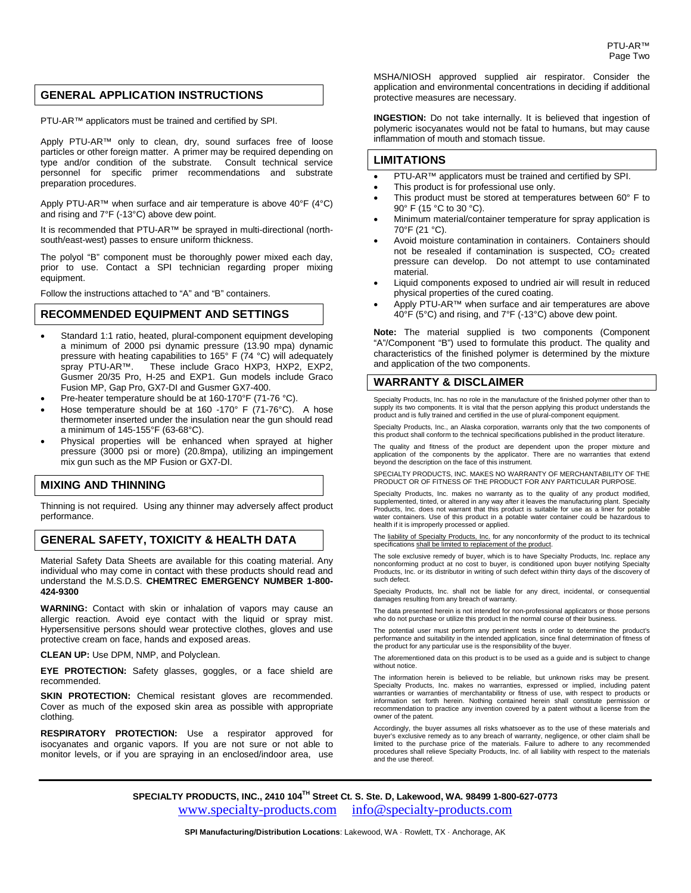## GENERAL APPLICATION INSTRUCTIONS

PTU-AR™ applicators must be trained and certified by SPI.

Apply PTU-AR™ only to clean, dry, sound surfaces free of loose particles or other foreign matter. A primer may be required depending on type and/or condition of the substrate. Consult technical service personnel for specific primer recommendations and substrate preparation procedures.

Apply PTU-AR™ when surface and air temperature is above 40°F (4°C) and rising and 7°F (-13°C) above dew point.

It is recommended that PTU-AR™ be sprayed in multi-directional (north-south/east-west) passes to ensure uniform thickness.

The polyol "B" component must be thoroughly power mixed each day, prior to use. Contact a SPI technician regarding proper mixing equipment.

Follow the instructions attached to "A" and "B" containers.

## RECOMMENDED EQUIPMENT AND SETTINGS

- Standard 1:1 ratio, heated, plural-component equipment developing a minimum of 2000 psi dynamic pressure (13.90 mpa) dynamic pressure with heating capabilities to 165° F (74 °C) will adequately spray PTU-AR™. These include Graco HXP3, HXP2, EXP2, Gusmer 20/35 Pro, H-25 and EXP1. Gun models include Graco Fusion MP, Gap Pro, GX7-DI and Gusmer GX7-400.
- Pre-heater temperature should be at 160-170°F (71-76 °C).
- Hose temperature should be at 160 -170° F (71-76°C). A hose thermometer inserted under the insulation near the gun should read a minimum of 145-155°F (63-68°C).
- Physical properties will be enhanced when sprayed at higher pressure (3000 psi or more) (20.8mpa), utilizing an impingement mix gun such as the MP Fusion or GX7-DI.

## MIXING AND THINNING

Thinning is not required. Using any thinner may adversely affect product performance.

## GENERAL SAFETY, TOXICITY & HEALTH DATA

Material Safety Data Sheets are available for this coating material. Any individual who may come in contact with these products should read and understand the M.S.D.S. **CHEMTREC EMERGENCY NUMBER 1-800-424-9300**

**WARNING:** Contact with skin or inhalation of vapors may cause an allergic reaction. Avoid eye contact with the liquid or spray mist. Hypersensitive persons should wear protective clothes, gloves and use protective cream on face, hands and exposed areas.

**CLEAN UP:** Use DPM, NMP, and Polyclean.

**EYE PROTECTION:** Safety glasses, goggles, or a face shield are recommended.

**SKIN PROTECTION:** Chemical resistant gloves are recommended. Cover as much of the exposed skin area as possible with appropriate clothing.

**RESPIRATORY PROTECTION:** Use a respirator approved for isocyanates and organic vapors. If you are not sure or not able to monitor levels, or if you are spraying in an enclosed/indoor area, use MSHA/NIOSH approved supplied air respirator. Consider the application and environmental concentrations in deciding if additional protective measures are necessary.

**INGESTION:** Do not take internally. It is believed that ingestion of polymeric isocyanates would not be fatal to humans, but may cause inflammation of mouth and stomach tissue.

## LIMITATIONS

- PTU-AR™ applicators must be trained and certified by SPI.
- This product is for professional use only.
- This product must be stored at temperatures between 60° F to 90° F (15 °C to 30 °C).
- Minimum material/container temperature for spray application is 70°F (21 °C).
- Avoid moisture contamination in containers. Containers should not be resealed if contamination is suspected, $CO_2$ created pressure can develop. Do not attempt to use contaminated material.
- Liquid components exposed to undried air will result in reduced physical properties of the cured coating.
- Apply PTU-AR™ when surface and air temperatures are above 40°F (5°C) and rising, and 7°F (-13°C) above dew point.

**Note:** The material supplied is two components (Component "A"/Component "B") used to formulate this product. The quality and characteristics of the finished polymer is determined by the mixture and application of the two components.

## WARRANTY & DISCLAIMER

Specialty Products, Inc. has no role in the manufacture of the finished polymer other than to supply its two components. It is vital that the person applying this product understands the product and is fully trained and certified in the use of plural-component equipment.

Specialty Products, Inc., an Alaska corporation, warrants only that the two components of this product shall conform to the technical specifications published in the product literature.

The quality and fitness of the product are dependent upon the proper mixture and application of the components by the applicator. There are no warranties that extend beyond the description on the face of this instrument.

SPECIALTY PRODUCTS, INC. MAKES NO WARRANTY OF MERCHANTABILITY OF THE PRODUCT OR OF FITNESS OF THE PRODUCT FOR ANY PARTICULAR PURPOSE.

Specialty Products, Inc. makes no warranty as to the quality of any product modified, supplemented, tinted, or altered in any way after it leaves the manufacturing plant. Specialty Products, Inc. does not warrant that this product is suitable for use as a liner for potable water containers. Use of this product in a potable water container could be hazardous to health if it is improperly processed or applied.

The liability of Specialty Products, Inc. for any nonconformity of the product to its technical specifications shall be limited to replacement of the product.

The sole exclusive remedy of buyer, which is to have Specialty Products, Inc. replace any nonconforming product at no cost to buyer, is conditioned upon buyer notifying Specialty Products, Inc. or its distributor in writing of such defect within thirty days of the discovery of such defect.

Specialty Products, Inc. shall not be liable for any direct, incidental, or consequential damages resulting from any breach of warranty.

The data presented herein is not intended for non-professional applicators or those persons who do not purchase or utilize this product in the normal course of their business.

The potential user must perform any pertinent tests in order to determine the product's performance and suitability in the intended application, since final determination of fitness of the product for any particular use is the responsibility of the buyer.

The aforementioned data on this product is to be used as a guide and is subject to change without notice.

The information herein is believed to be reliable, but unknown risks may be present. Specialty Products, Inc. makes no warranties, expressed or implied, including patent warranties or warranties of merchantability or fitness of use, with respect to products or information set forth herein. Nothing contained herein shall constitute permission or recommendation to practice any invention covered by a patent without a license from the owner of the patent.

Accordingly, the buyer assumes all risks whatsoever as to the use of these materials and buyer's exclusive remedy as to any breach of warranty, negligence, or other claim shall be limited to the purchase price of the materials. Failure to adhere to any recommended procedures shall relieve Specialty Products, Inc. of all liability with respect to the materials and the use thereof.

**SPECIALTY PRODUCTS, INC., 2410 104TH Street Ct. S. Ste. D, Lakewood, WA. 98499 1-800-627-0773**
www.specialty-products.com info@specialty-products.com

**SPI Manufacturing/Distribution Locations**: Lakewood, WA · Rowlett, TX · Anchorage, AK